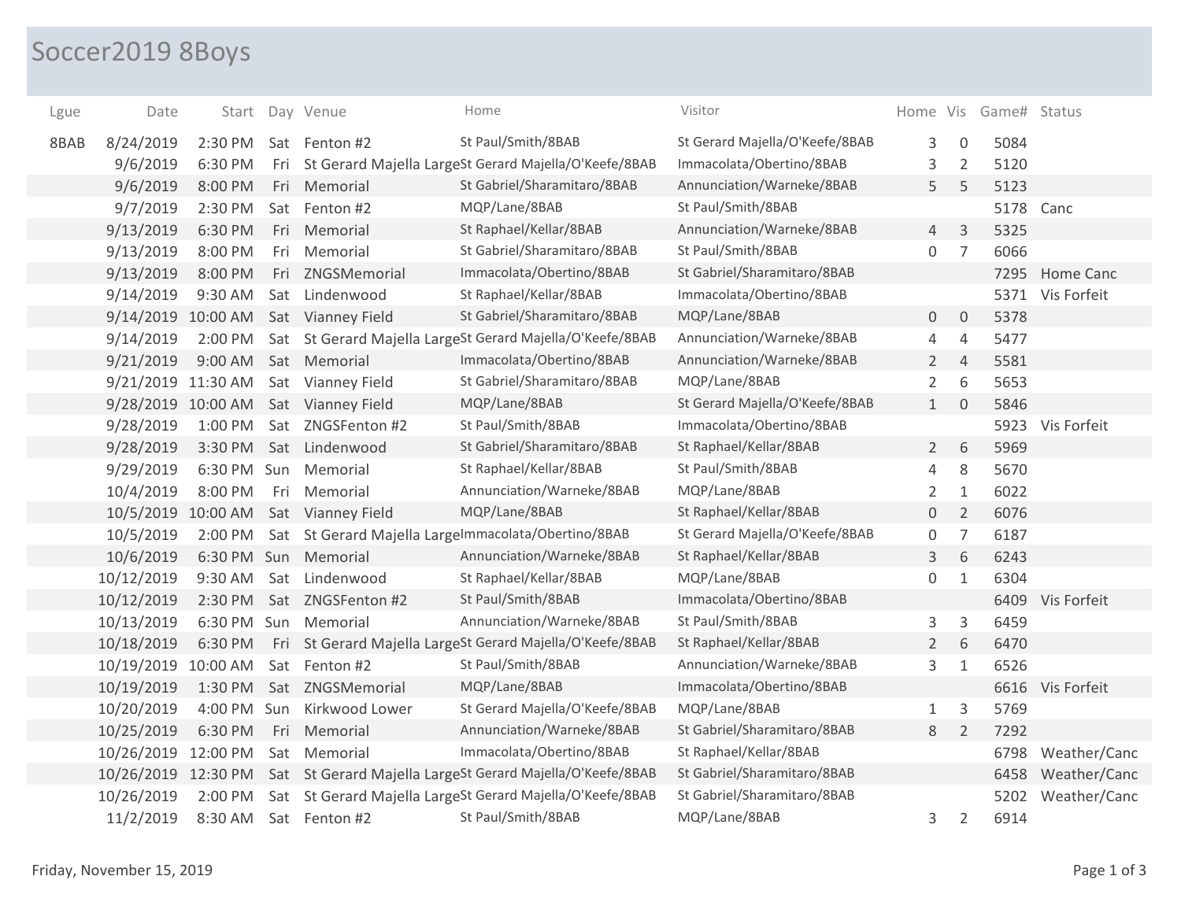# Soccer2019 8Boys

| Lgue | Date | Start | Day | Venue | Home | Visitor | Home | Vis | Game# | Status |
|---|---|---|---|---|---|---|---|---|---|---|
| 8BAB | 8/24/2019 | 2:30 PM | Sat | Fenton #2 | St Paul/Smith/8BAB | St Gerard Majella/O'Keefe/8BAB | 3 | 0 | 5084 | |
| | 9/6/2019 | 6:30 PM | Fri | St Gerard Majella Large | St Gerard Majella/O'Keefe/8BAB | Immacolata/Obertino/8BAB | 3 | 2 | 5120 | |
| | 9/6/2019 | 8:00 PM | Fri | Memorial | St Gabriel/Sharamitaro/8BAB | Annunciation/Warneke/8BAB | 5 | 5 | 5123 | |
| | 9/7/2019 | 2:30 PM | Sat | Fenton #2 | MQP/Lane/8BAB | St Paul/Smith/8BAB | | | 5178 | Canc |
| | 9/13/2019 | 6:30 PM | Fri | Memorial | St Raphael/Kellar/8BAB | Annunciation/Warneke/8BAB | 4 | 3 | 5325 | |
| | 9/13/2019 | 8:00 PM | Fri | Memorial | St Gabriel/Sharamitaro/8BAB | St Paul/Smith/8BAB | 0 | 7 | 6066 | |
| | 9/13/2019 | 8:00 PM | Fri | ZNGSMemorial | Immacolata/Obertino/8BAB | St Gabriel/Sharamitaro/8BAB | | | 7295 | Home Canc |
| | 9/14/2019 | 9:30 AM | Sat | Lindenwood | St Raphael/Kellar/8BAB | Immacolata/Obertino/8BAB | | | 5371 | Vis Forfeit |
| | 9/14/2019 | 10:00 AM | Sat | Vianney Field | St Gabriel/Sharamitaro/8BAB | MQP/Lane/8BAB | 0 | 0 | 5378 | |
| | 9/14/2019 | 2:00 PM | Sat | St Gerard Majella Large | St Gerard Majella/O'Keefe/8BAB | Annunciation/Warneke/8BAB | 4 | 4 | 5477 | |
| | 9/21/2019 | 9:00 AM | Sat | Memorial | Immacolata/Obertino/8BAB | Annunciation/Warneke/8BAB | 2 | 4 | 5581 | |
| | 9/21/2019 | 11:30 AM | Sat | Vianney Field | St Gabriel/Sharamitaro/8BAB | MQP/Lane/8BAB | 2 | 6 | 5653 | |
| | 9/28/2019 | 10:00 AM | Sat | Vianney Field | MQP/Lane/8BAB | St Gerard Majella/O'Keefe/8BAB | 1 | 0 | 5846 | |
| | 9/28/2019 | 1:00 PM | Sat | ZNGSFenton #2 | St Paul/Smith/8BAB | Immacolata/Obertino/8BAB | | | 5923 | Vis Forfeit |
| | 9/28/2019 | 3:30 PM | Sat | Lindenwood | St Gabriel/Sharamitaro/8BAB | St Raphael/Kellar/8BAB | 2 | 6 | 5969 | |
| | 9/29/2019 | 6:30 PM | Sun | Memorial | St Raphael/Kellar/8BAB | St Paul/Smith/8BAB | 4 | 8 | 5670 | |
| | 10/4/2019 | 8:00 PM | Fri | Memorial | Annunciation/Warneke/8BAB | MQP/Lane/8BAB | 2 | 1 | 6022 | |
| | 10/5/2019 | 10:00 AM | Sat | Vianney Field | MQP/Lane/8BAB | St Raphael/Kellar/8BAB | 0 | 2 | 6076 | |
| | 10/5/2019 | 2:00 PM | Sat | St Gerard Majella Large | Immacolata/Obertino/8BAB | St Gerard Majella/O'Keefe/8BAB | 0 | 7 | 6187 | |
| | 10/6/2019 | 6:30 PM | Sun | Memorial | Annunciation/Warneke/8BAB | St Raphael/Kellar/8BAB | 3 | 6 | 6243 | |
| | 10/12/2019 | 9:30 AM | Sat | Lindenwood | St Raphael/Kellar/8BAB | MQP/Lane/8BAB | 0 | 1 | 6304 | |
| | 10/12/2019 | 2:30 PM | Sat | ZNGSFenton #2 | St Paul/Smith/8BAB | Immacolata/Obertino/8BAB | | | 6409 | Vis Forfeit |
| | 10/13/2019 | 6:30 PM | Sun | Memorial | Annunciation/Warneke/8BAB | St Paul/Smith/8BAB | 3 | 3 | 6459 | |
| | 10/18/2019 | 6:30 PM | Fri | St Gerard Majella Large | St Gerard Majella/O'Keefe/8BAB | St Raphael/Kellar/8BAB | 2 | 6 | 6470 | |
| | 10/19/2019 | 10:00 AM | Sat | Fenton #2 | St Paul/Smith/8BAB | Annunciation/Warneke/8BAB | 3 | 1 | 6526 | |
| | 10/19/2019 | 1:30 PM | Sat | ZNGSMemorial | MQP/Lane/8BAB | Immacolata/Obertino/8BAB | | | 6616 | Vis Forfeit |
| | 10/20/2019 | 4:00 PM | Sun | Kirkwood Lower | St Gerard Majella/O'Keefe/8BAB | MQP/Lane/8BAB | 1 | 3 | 5769 | |
| | 10/25/2019 | 6:30 PM | Fri | Memorial | Annunciation/Warneke/8BAB | St Gabriel/Sharamitaro/8BAB | 8 | 2 | 7292 | |
| | 10/26/2019 | 12:00 PM | Sat | Memorial | Immacolata/Obertino/8BAB | St Raphael/Kellar/8BAB | | | 6798 | Weather/Canc |
| | 10/26/2019 | 12:30 PM | Sat | St Gerard Majella Large | St Gerard Majella/O'Keefe/8BAB | St Gabriel/Sharamitaro/8BAB | | | 6458 | Weather/Canc |
| | 10/26/2019 | 2:00 PM | Sat | St Gerard Majella Large | St Gerard Majella/O'Keefe/8BAB | St Gabriel/Sharamitaro/8BAB | | | 5202 | Weather/Canc |
| | 11/2/2019 | 8:30 AM | Sat | Fenton #2 | St Paul/Smith/8BAB | MQP/Lane/8BAB | 3 | 2 | 6914 | |

Friday, November 15, 2019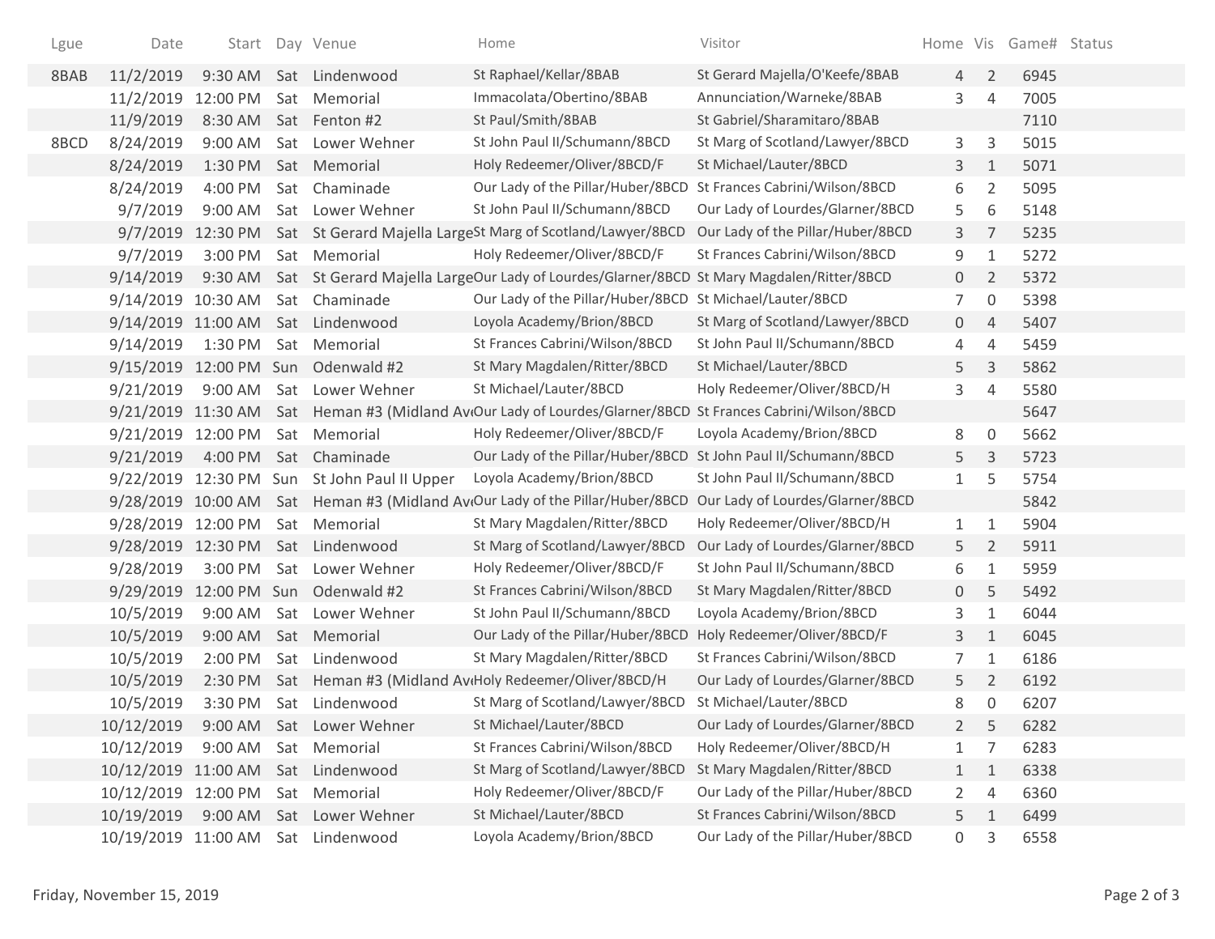| Lgue | Date | Start | Day | Venue | Home | Visitor | Home | Vis | Game# | Status |
|---|---|---|---|---|---|---|---|---|---|---|
| 8BAB | 11/2/2019 | 9:30 AM | Sat | Lindenwood | St Raphael/Kellar/8BAB | St Gerard Majella/O'Keefe/8BAB | 4 | 2 | 6945 | |
| | 11/2/2019 | 12:00 PM | Sat | Memorial | Immacolata/Obertino/8BAB | Annunciation/Warneke/8BAB | 3 | 4 | 7005 | |
| | 11/9/2019 | 8:30 AM | Sat | Fenton #2 | St Paul/Smith/8BAB | St Gabriel/Sharamitaro/8BAB | | | 7110 | |
| 8BCD | 8/24/2019 | 9:00 AM | Sat | Lower Wehner | St John Paul II/Schumann/8BCD | St Marg of Scotland/Lawyer/8BCD | 3 | 3 | 5015 | |
| | 8/24/2019 | 1:30 PM | Sat | Memorial | Holy Redeemer/Oliver/8BCD/F | St Michael/Lauter/8BCD | 3 | 1 | 5071 | |
| | 8/24/2019 | 4:00 PM | Sat | Chaminade | Our Lady of the Pillar/Huber/8BCD | St Frances Cabrini/Wilson/8BCD | 6 | 2 | 5095 | |
| | 9/7/2019 | 9:00 AM | Sat | Lower Wehner | St John Paul II/Schumann/8BCD | Our Lady of Lourdes/Glarner/8BCD | 5 | 6 | 5148 | |
| | 9/7/2019 | 12:30 PM | Sat | St Gerard Majella Large | St Marg of Scotland/Lawyer/8BCD | Our Lady of the Pillar/Huber/8BCD | 3 | 7 | 5235 | |
| | 9/7/2019 | 3:00 PM | Sat | Memorial | Holy Redeemer/Oliver/8BCD/F | St Frances Cabrini/Wilson/8BCD | 9 | 1 | 5272 | |
| | 9/14/2019 | 9:30 AM | Sat | St Gerard Majella Large | Our Lady of Lourdes/Glarner/8BCD | St Mary Magdalen/Ritter/8BCD | 0 | 2 | 5372 | |
| | 9/14/2019 | 10:30 AM | Sat | Chaminade | Our Lady of the Pillar/Huber/8BCD | St Michael/Lauter/8BCD | 7 | 0 | 5398 | |
| | 9/14/2019 | 11:00 AM | Sat | Lindenwood | Loyola Academy/Brion/8BCD | St Marg of Scotland/Lawyer/8BCD | 0 | 4 | 5407 | |
| | 9/14/2019 | 1:30 PM | Sat | Memorial | St Frances Cabrini/Wilson/8BCD | St John Paul II/Schumann/8BCD | 4 | 4 | 5459 | |
| | 9/15/2019 | 12:00 PM | Sun | Odenwald #2 | St Mary Magdalen/Ritter/8BCD | St Michael/Lauter/8BCD | 5 | 3 | 5862 | |
| | 9/21/2019 | 9:00 AM | Sat | Lower Wehner | St Michael/Lauter/8BCD | Holy Redeemer/Oliver/8BCD/H | 3 | 4 | 5580 | |
| | 9/21/2019 | 11:30 AM | Sat | Heman #3 (Midland Av | Our Lady of Lourdes/Glarner/8BCD | St Frances Cabrini/Wilson/8BCD | | | 5647 | |
| | 9/21/2019 | 12:00 PM | Sat | Memorial | Holy Redeemer/Oliver/8BCD/F | Loyola Academy/Brion/8BCD | 8 | 0 | 5662 | |
| | 9/21/2019 | 4:00 PM | Sat | Chaminade | Our Lady of the Pillar/Huber/8BCD | St John Paul II/Schumann/8BCD | 5 | 3 | 5723 | |
| | 9/22/2019 | 12:30 PM | Sun | St John Paul II Upper | Loyola Academy/Brion/8BCD | St John Paul II/Schumann/8BCD | 1 | 5 | 5754 | |
| | 9/28/2019 | 10:00 AM | Sat | Heman #3 (Midland Av | Our Lady of the Pillar/Huber/8BCD | Our Lady of Lourdes/Glarner/8BCD | | | 5842 | |
| | 9/28/2019 | 12:00 PM | Sat | Memorial | St Mary Magdalen/Ritter/8BCD | Holy Redeemer/Oliver/8BCD/H | 1 | 1 | 5904 | |
| | 9/28/2019 | 12:30 PM | Sat | Lindenwood | St Marg of Scotland/Lawyer/8BCD | Our Lady of Lourdes/Glarner/8BCD | 5 | 2 | 5911 | |
| | 9/28/2019 | 3:00 PM | Sat | Lower Wehner | Holy Redeemer/Oliver/8BCD/F | St John Paul II/Schumann/8BCD | 6 | 1 | 5959 | |
| | 9/29/2019 | 12:00 PM | Sun | Odenwald #2 | St Frances Cabrini/Wilson/8BCD | St Mary Magdalen/Ritter/8BCD | 0 | 5 | 5492 | |
| | 10/5/2019 | 9:00 AM | Sat | Lower Wehner | St John Paul II/Schumann/8BCD | Loyola Academy/Brion/8BCD | 3 | 1 | 6044 | |
| | 10/5/2019 | 9:00 AM | Sat | Memorial | Our Lady of the Pillar/Huber/8BCD | Holy Redeemer/Oliver/8BCD/F | 3 | 1 | 6045 | |
| | 10/5/2019 | 2:00 PM | Sat | Lindenwood | St Mary Magdalen/Ritter/8BCD | St Frances Cabrini/Wilson/8BCD | 7 | 1 | 6186 | |
| | 10/5/2019 | 2:30 PM | Sat | Heman #3 (Midland Av | Holy Redeemer/Oliver/8BCD/H | Our Lady of Lourdes/Glarner/8BCD | 5 | 2 | 6192 | |
| | 10/5/2019 | 3:30 PM | Sat | Lindenwood | St Marg of Scotland/Lawyer/8BCD | St Michael/Lauter/8BCD | 8 | 0 | 6207 | |
| | 10/12/2019 | 9:00 AM | Sat | Lower Wehner | St Michael/Lauter/8BCD | Our Lady of Lourdes/Glarner/8BCD | 2 | 5 | 6282 | |
| | 10/12/2019 | 9:00 AM | Sat | Memorial | St Frances Cabrini/Wilson/8BCD | Holy Redeemer/Oliver/8BCD/H | 1 | 7 | 6283 | |
| | 10/12/2019 | 11:00 AM | Sat | Lindenwood | St Marg of Scotland/Lawyer/8BCD | St Mary Magdalen/Ritter/8BCD | 1 | 1 | 6338 | |
| | 10/12/2019 | 12:00 PM | Sat | Memorial | Holy Redeemer/Oliver/8BCD/F | Our Lady of the Pillar/Huber/8BCD | 2 | 4 | 6360 | |
| | 10/19/2019 | 9:00 AM | Sat | Lower Wehner | St Michael/Lauter/8BCD | St Frances Cabrini/Wilson/8BCD | 5 | 1 | 6499 | |
| | 10/19/2019 | 11:00 AM | Sat | Lindenwood | Loyola Academy/Brion/8BCD | Our Lady of the Pillar/Huber/8BCD | 0 | 3 | 6558 | |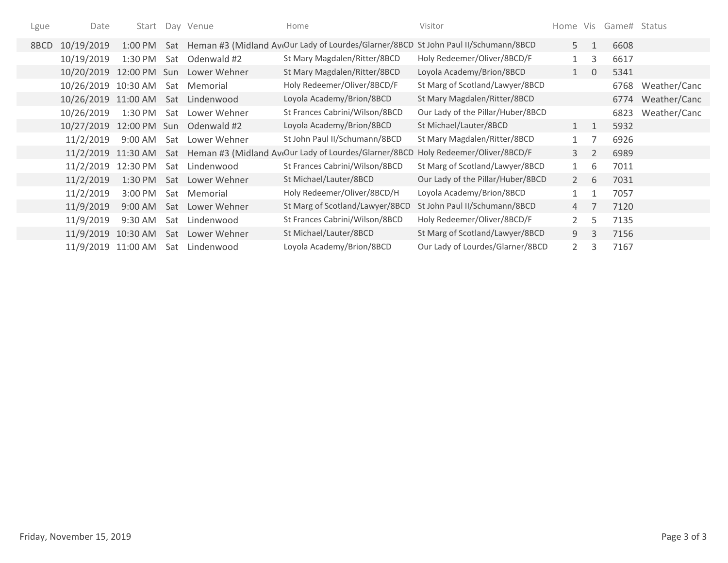| Lgue | Date | Start | Day | Venue | Home | Visitor | Home | Vis | Game# | Status |
|---|---|---|---|---|---|---|---|---|---|---|
| 8BCD | 10/19/2019 | 1:00 PM | Sat | Heman #3 (Midland Av | Our Lady of Lourdes/Glarner/8BCD | St John Paul II/Schumann/8BCD | 5 | 1 | 6608 | |
| | 10/19/2019 | 1:30 PM | Sat | Odenwald #2 | St Mary Magdalen/Ritter/8BCD | Holy Redeemer/Oliver/8BCD/F | 1 | 3 | 6617 | |
| | 10/20/2019 | 12:00 PM | Sun | Lower Wehner | St Mary Magdalen/Ritter/8BCD | Loyola Academy/Brion/8BCD | 1 | 0 | 5341 | |
| | 10/26/2019 | 10:30 AM | Sat | Memorial | Holy Redeemer/Oliver/8BCD/F | St Marg of Scotland/Lawyer/8BCD | | | 6768 | Weather/Canc |
| | 10/26/2019 | 11:00 AM | Sat | Lindenwood | Loyola Academy/Brion/8BCD | St Mary Magdalen/Ritter/8BCD | | | 6774 | Weather/Canc |
| | 10/26/2019 | 1:30 PM | Sat | Lower Wehner | St Frances Cabrini/Wilson/8BCD | Our Lady of the Pillar/Huber/8BCD | | | 6823 | Weather/Canc |
| | 10/27/2019 | 12:00 PM | Sun | Odenwald #2 | Loyola Academy/Brion/8BCD | St Michael/Lauter/8BCD | 1 | 1 | 5932 | |
| | 11/2/2019 | 9:00 AM | Sat | Lower Wehner | St John Paul II/Schumann/8BCD | St Mary Magdalen/Ritter/8BCD | 1 | 7 | 6926 | |
| | 11/2/2019 | 11:30 AM | Sat | Heman #3 (Midland Av | Our Lady of Lourdes/Glarner/8BCD | Holy Redeemer/Oliver/8BCD/F | 3 | 2 | 6989 | |
| | 11/2/2019 | 12:30 PM | Sat | Lindenwood | St Frances Cabrini/Wilson/8BCD | St Marg of Scotland/Lawyer/8BCD | 1 | 6 | 7011 | |
| | 11/2/2019 | 1:30 PM | Sat | Lower Wehner | St Michael/Lauter/8BCD | Our Lady of the Pillar/Huber/8BCD | 2 | 6 | 7031 | |
| | 11/2/2019 | 3:00 PM | Sat | Memorial | Holy Redeemer/Oliver/8BCD/H | Loyola Academy/Brion/8BCD | 1 | 1 | 7057 | |
| | 11/9/2019 | 9:00 AM | Sat | Lower Wehner | St Marg of Scotland/Lawyer/8BCD | St John Paul II/Schumann/8BCD | 4 | 7 | 7120 | |
| | 11/9/2019 | 9:30 AM | Sat | Lindenwood | St Frances Cabrini/Wilson/8BCD | Holy Redeemer/Oliver/8BCD/F | 2 | 5 | 7135 | |
| | 11/9/2019 | 10:30 AM | Sat | Lower Wehner | St Michael/Lauter/8BCD | St Marg of Scotland/Lawyer/8BCD | 9 | 3 | 7156 | |
| | 11/9/2019 | 11:00 AM | Sat | Lindenwood | Loyola Academy/Brion/8BCD | Our Lady of Lourdes/Glarner/8BCD | 2 | 3 | 7167 | |

Friday, November 15, 2019